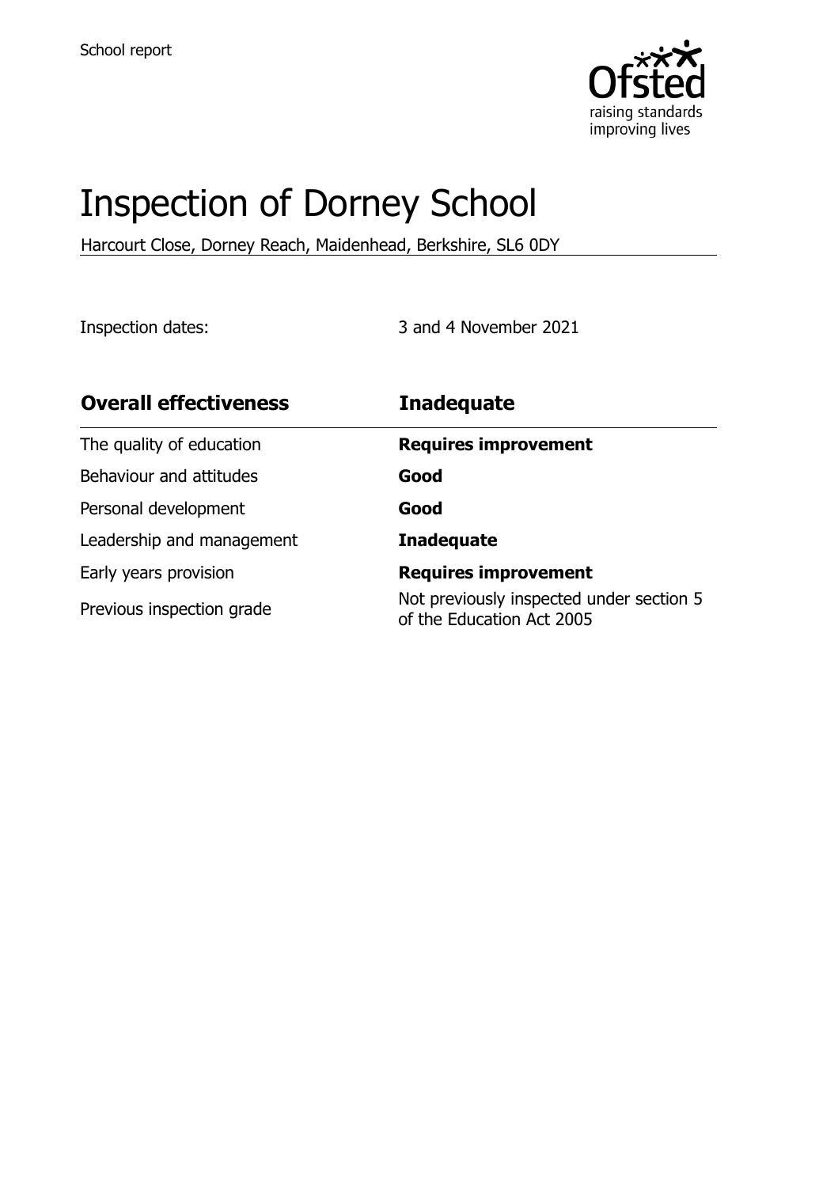School report

# Inspection of Dorney School

Harcourt Close, Dorney Reach, Maidenhead, Berkshire, SL6 0DY

Inspection dates: 3 and 4 November 2021

| **Overall effectiveness** | **Inadequate** |
| --- | --- |
| The quality of education | **Requires improvement** |
| Behaviour and attitudes | **Good** |
| Personal development | **Good** |
| Leadership and management | **Inadequate** |
| Early years provision | **Requires improvement** |
| Previous inspection grade | Not previously inspected under section 5 of the Education Act 2005 |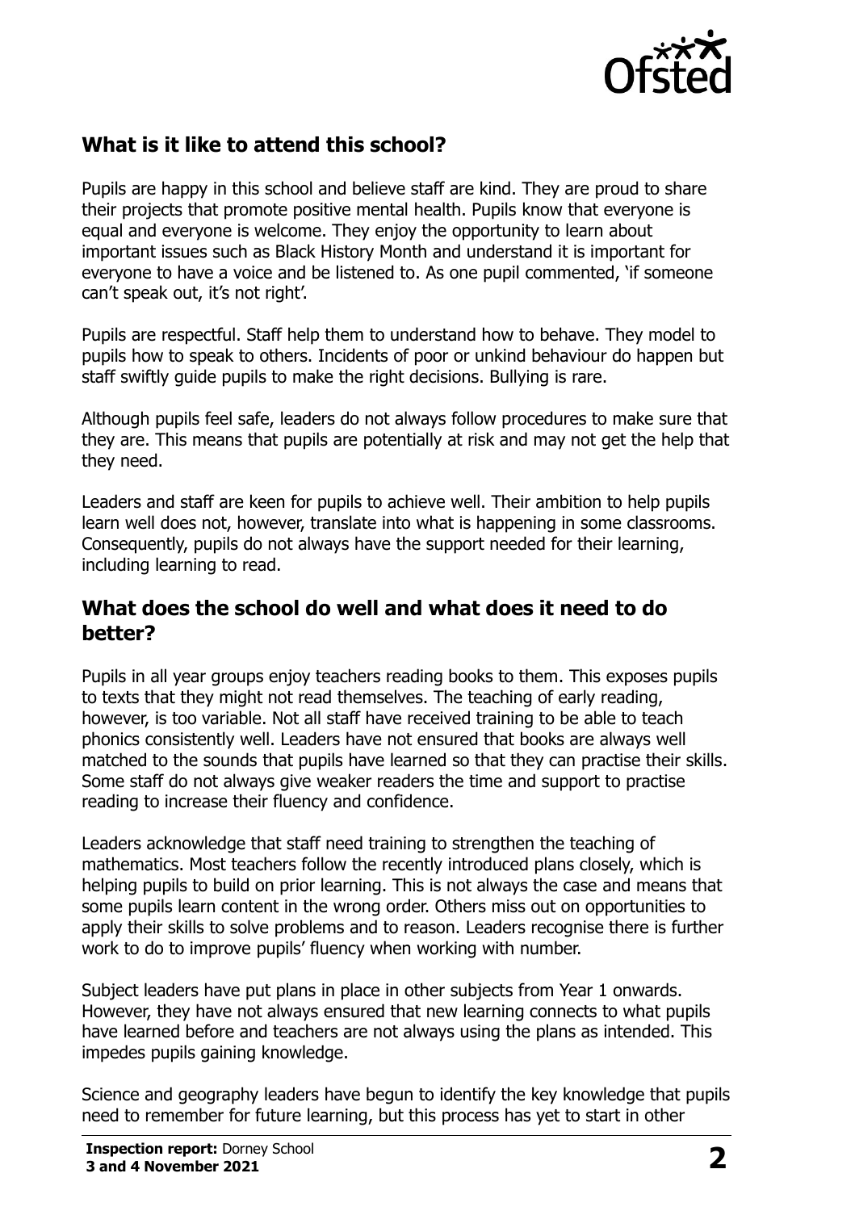## What is it like to attend this school?

Pupils are happy in this school and believe staff are kind. They are proud to share their projects that promote positive mental health. Pupils know that everyone is equal and everyone is welcome. They enjoy the opportunity to learn about important issues such as Black History Month and understand it is important for everyone to have a voice and be listened to. As one pupil commented, 'if someone can't speak out, it's not right'.

Pupils are respectful. Staff help them to understand how to behave. They model to pupils how to speak to others. Incidents of poor or unkind behaviour do happen but staff swiftly guide pupils to make the right decisions. Bullying is rare.

Although pupils feel safe, leaders do not always follow procedures to make sure that they are. This means that pupils are potentially at risk and may not get the help that they need.

Leaders and staff are keen for pupils to achieve well. Their ambition to help pupils learn well does not, however, translate into what is happening in some classrooms. Consequently, pupils do not always have the support needed for their learning, including learning to read.

## What does the school do well and what does it need to do better?

Pupils in all year groups enjoy teachers reading books to them. This exposes pupils to texts that they might not read themselves. The teaching of early reading, however, is too variable. Not all staff have received training to be able to teach phonics consistently well. Leaders have not ensured that books are always well matched to the sounds that pupils have learned so that they can practise their skills. Some staff do not always give weaker readers the time and support to practise reading to increase their fluency and confidence.

Leaders acknowledge that staff need training to strengthen the teaching of mathematics. Most teachers follow the recently introduced plans closely, which is helping pupils to build on prior learning. This is not always the case and means that some pupils learn content in the wrong order. Others miss out on opportunities to apply their skills to solve problems and to reason. Leaders recognise there is further work to do to improve pupils' fluency when working with number.

Subject leaders have put plans in place in other subjects from Year 1 onwards. However, they have not always ensured that new learning connects to what pupils have learned before and teachers are not always using the plans as intended. This impedes pupils gaining knowledge.

Science and geography leaders have begun to identify the key knowledge that pupils need to remember for future learning, but this process has yet to start in other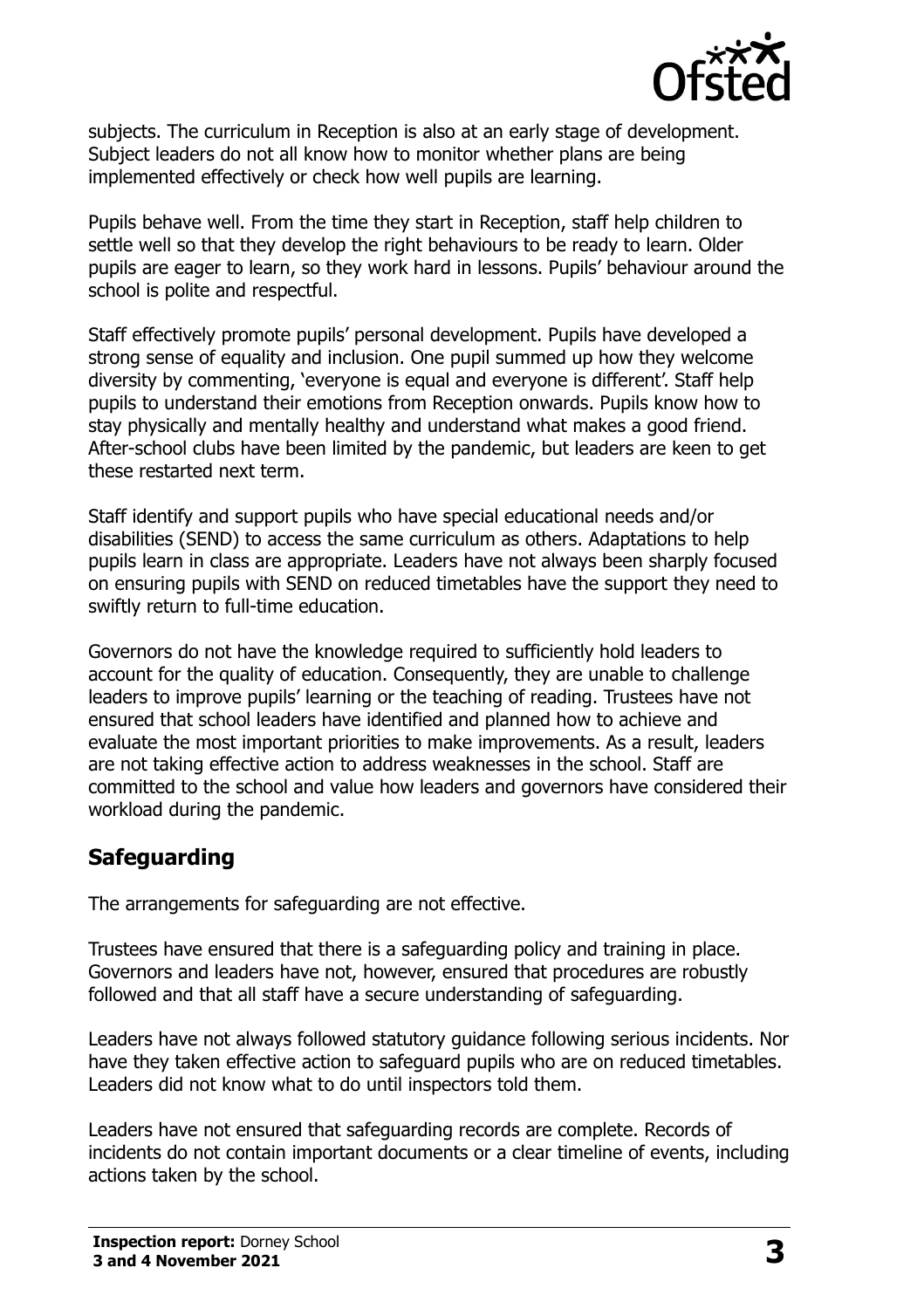subjects. The curriculum in Reception is also at an early stage of development. Subject leaders do not all know how to monitor whether plans are being implemented effectively or check how well pupils are learning.

Pupils behave well. From the time they start in Reception, staff help children to settle well so that they develop the right behaviours to be ready to learn. Older pupils are eager to learn, so they work hard in lessons. Pupils' behaviour around the school is polite and respectful.

Staff effectively promote pupils' personal development. Pupils have developed a strong sense of equality and inclusion. One pupil summed up how they welcome diversity by commenting, 'everyone is equal and everyone is different'. Staff help pupils to understand their emotions from Reception onwards. Pupils know how to stay physically and mentally healthy and understand what makes a good friend. After-school clubs have been limited by the pandemic, but leaders are keen to get these restarted next term.

Staff identify and support pupils who have special educational needs and/or disabilities (SEND) to access the same curriculum as others. Adaptations to help pupils learn in class are appropriate. Leaders have not always been sharply focused on ensuring pupils with SEND on reduced timetables have the support they need to swiftly return to full-time education.

Governors do not have the knowledge required to sufficiently hold leaders to account for the quality of education. Consequently, they are unable to challenge leaders to improve pupils' learning or the teaching of reading. Trustees have not ensured that school leaders have identified and planned how to achieve and evaluate the most important priorities to make improvements. As a result, leaders are not taking effective action to address weaknesses in the school. Staff are committed to the school and value how leaders and governors have considered their workload during the pandemic.

## Safeguarding

The arrangements for safeguarding are not effective.

Trustees have ensured that there is a safeguarding policy and training in place. Governors and leaders have not, however, ensured that procedures are robustly followed and that all staff have a secure understanding of safeguarding.

Leaders have not always followed statutory guidance following serious incidents. Nor have they taken effective action to safeguard pupils who are on reduced timetables. Leaders did not know what to do until inspectors told them.

Leaders have not ensured that safeguarding records are complete. Records of incidents do not contain important documents or a clear timeline of events, including actions taken by the school.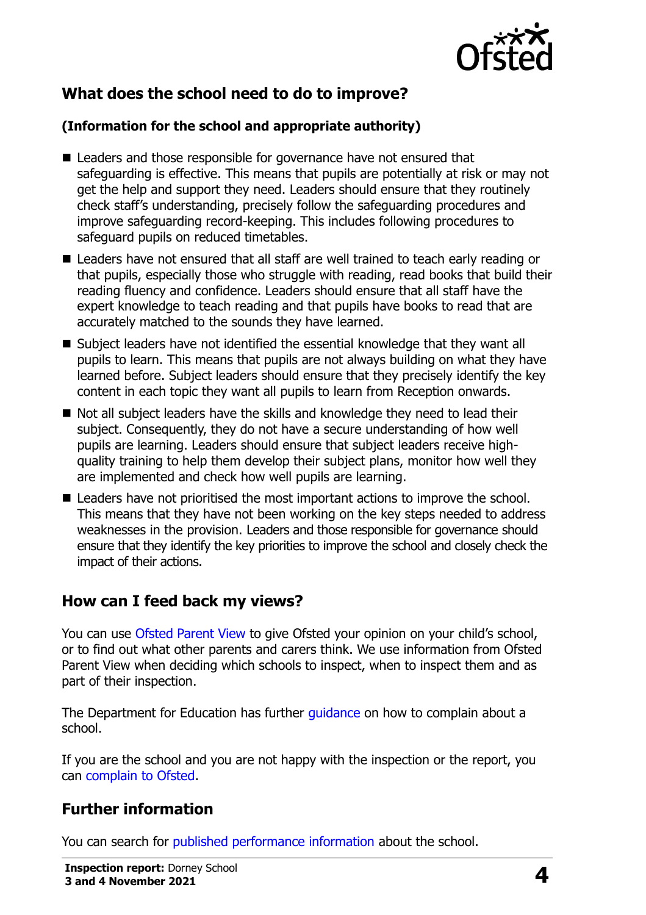## What does the school need to do to improve?

### (Information for the school and appropriate authority)

- Leaders and those responsible for governance have not ensured that safeguarding is effective. This means that pupils are potentially at risk or may not get the help and support they need. Leaders should ensure that they routinely check staff's understanding, precisely follow the safeguarding procedures and improve safeguarding record-keeping. This includes following procedures to safeguard pupils on reduced timetables.
- Leaders have not ensured that all staff are well trained to teach early reading or that pupils, especially those who struggle with reading, read books that build their reading fluency and confidence. Leaders should ensure that all staff have the expert knowledge to teach reading and that pupils have books to read that are accurately matched to the sounds they have learned.
- Subject leaders have not identified the essential knowledge that they want all pupils to learn. This means that pupils are not always building on what they have learned before. Subject leaders should ensure that they precisely identify the key content in each topic they want all pupils to learn from Reception onwards.
- Not all subject leaders have the skills and knowledge they need to lead their subject. Consequently, they do not have a secure understanding of how well pupils are learning. Leaders should ensure that subject leaders receive high-quality training to help them develop their subject plans, monitor how well they are implemented and check how well pupils are learning.
- Leaders have not prioritised the most important actions to improve the school. This means that they have not been working on the key steps needed to address weaknesses in the provision. Leaders and those responsible for governance should ensure that they identify the key priorities to improve the school and closely check the impact of their actions.

## How can I feed back my views?

You can use Ofsted Parent View to give Ofsted your opinion on your child's school, or to find out what other parents and carers think. We use information from Ofsted Parent View when deciding which schools to inspect, when to inspect them and as part of their inspection.

The Department for Education has further guidance on how to complain about a school.

If you are the school and you are not happy with the inspection or the report, you can complain to Ofsted.

## Further information

You can search for published performance information about the school.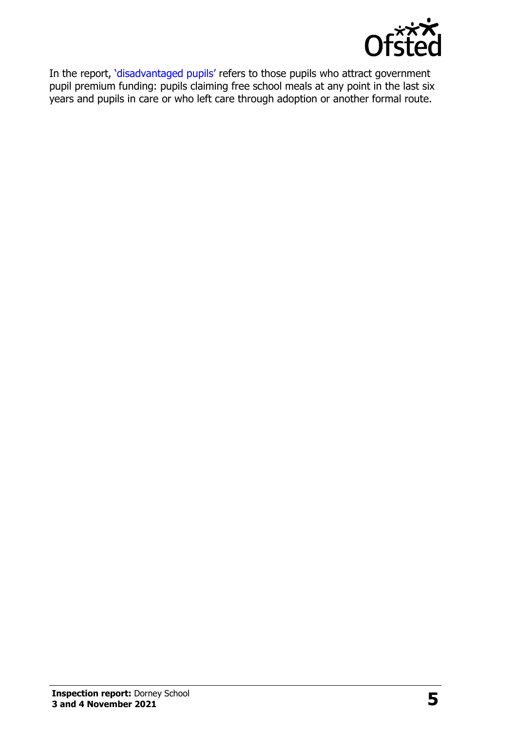In the report, 'disadvantaged pupils' refers to those pupils who attract government pupil premium funding: pupils claiming free school meals at any point in the last six years and pupils in care or who left care through adoption or another formal route.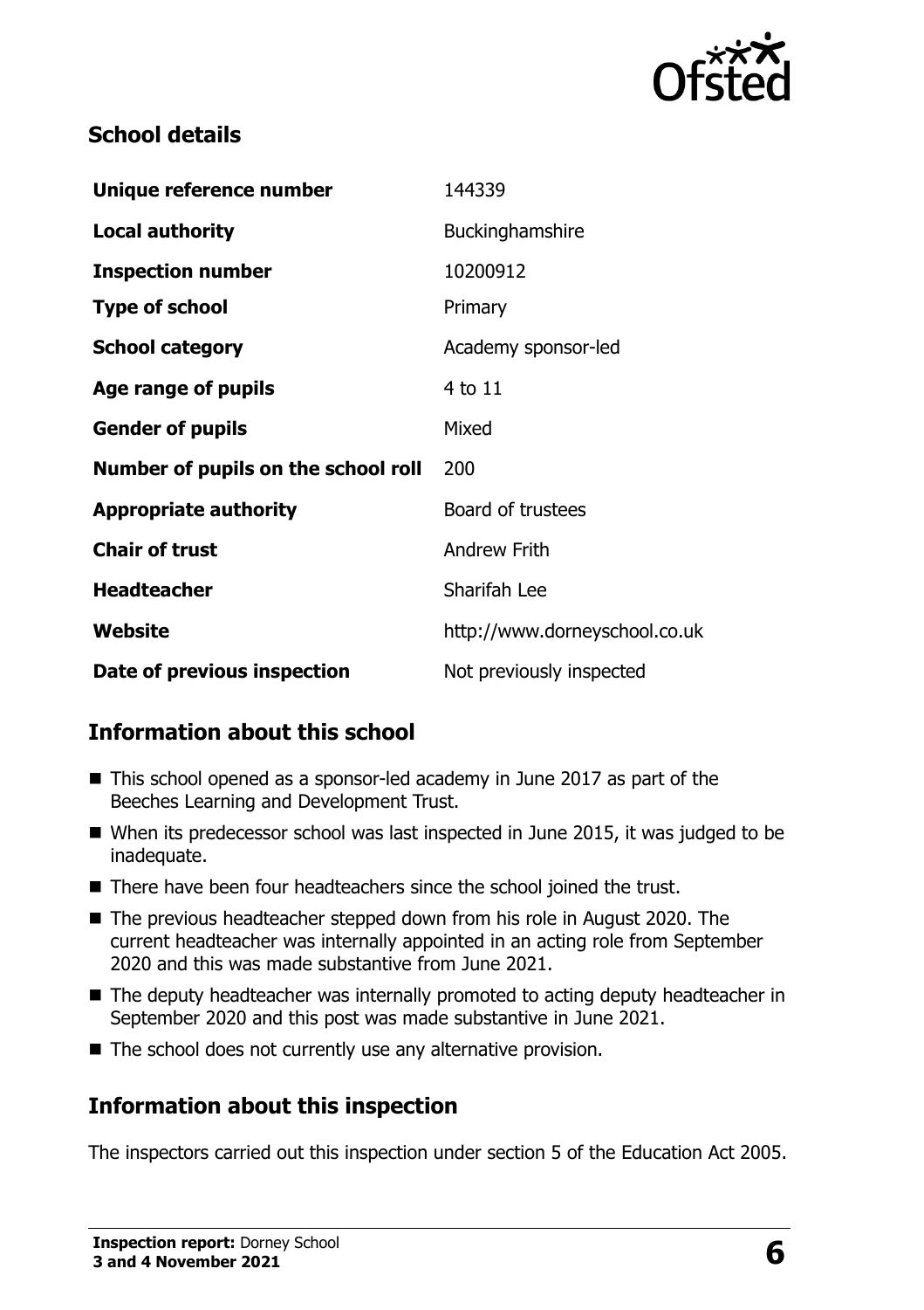## School details

| | |
|---|---|
| **Unique reference number** | 144339 |
| **Local authority** | Buckinghamshire |
| **Inspection number** | 10200912 |
| **Type of school** | Primary |
| **School category** | Academy sponsor-led |
| **Age range of pupils** | 4 to 11 |
| **Gender of pupils** | Mixed |
| **Number of pupils on the school roll** | 200 |
| **Appropriate authority** | Board of trustees |
| **Chair of trust** | Andrew Frith |
| **Headteacher** | Sharifah Lee |
| **Website** | http://www.dorneyschool.co.uk |
| **Date of previous inspection** | Not previously inspected |

## Information about this school

- This school opened as a sponsor-led academy in June 2017 as part of the Beeches Learning and Development Trust.
- When its predecessor school was last inspected in June 2015, it was judged to be inadequate.
- There have been four headteachers since the school joined the trust.
- The previous headteacher stepped down from his role in August 2020. The current headteacher was internally appointed in an acting role from September 2020 and this was made substantive from June 2021.
- The deputy headteacher was internally promoted to acting deputy headteacher in September 2020 and this post was made substantive in June 2021.
- The school does not currently use any alternative provision.

## Information about this inspection

The inspectors carried out this inspection under section 5 of the Education Act 2005.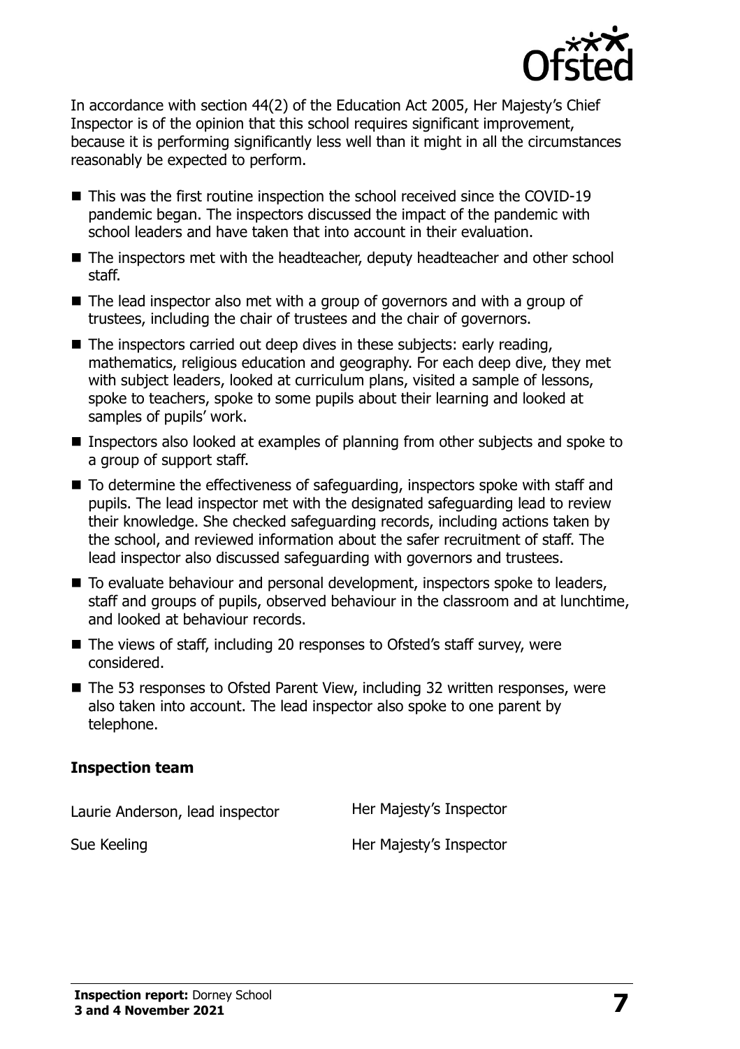In accordance with section 44(2) of the Education Act 2005, Her Majesty's Chief Inspector is of the opinion that this school requires significant improvement, because it is performing significantly less well than it might in all the circumstances reasonably be expected to perform.

- This was the first routine inspection the school received since the COVID-19 pandemic began. The inspectors discussed the impact of the pandemic with school leaders and have taken that into account in their evaluation.
- The inspectors met with the headteacher, deputy headteacher and other school staff.
- The lead inspector also met with a group of governors and with a group of trustees, including the chair of trustees and the chair of governors.
- The inspectors carried out deep dives in these subjects: early reading, mathematics, religious education and geography. For each deep dive, they met with subject leaders, looked at curriculum plans, visited a sample of lessons, spoke to teachers, spoke to some pupils about their learning and looked at samples of pupils' work.
- Inspectors also looked at examples of planning from other subjects and spoke to a group of support staff.
- To determine the effectiveness of safeguarding, inspectors spoke with staff and pupils. The lead inspector met with the designated safeguarding lead to review their knowledge. She checked safeguarding records, including actions taken by the school, and reviewed information about the safer recruitment of staff. The lead inspector also discussed safeguarding with governors and trustees.
- To evaluate behaviour and personal development, inspectors spoke to leaders, staff and groups of pupils, observed behaviour in the classroom and at lunchtime, and looked at behaviour records.
- The views of staff, including 20 responses to Ofsted's staff survey, were considered.
- The 53 responses to Ofsted Parent View, including 32 written responses, were also taken into account. The lead inspector also spoke to one parent by telephone.

### Inspection team

| | |
|---|---|
| Laurie Anderson, lead inspector | Her Majesty's Inspector |
| Sue Keeling | Her Majesty's Inspector |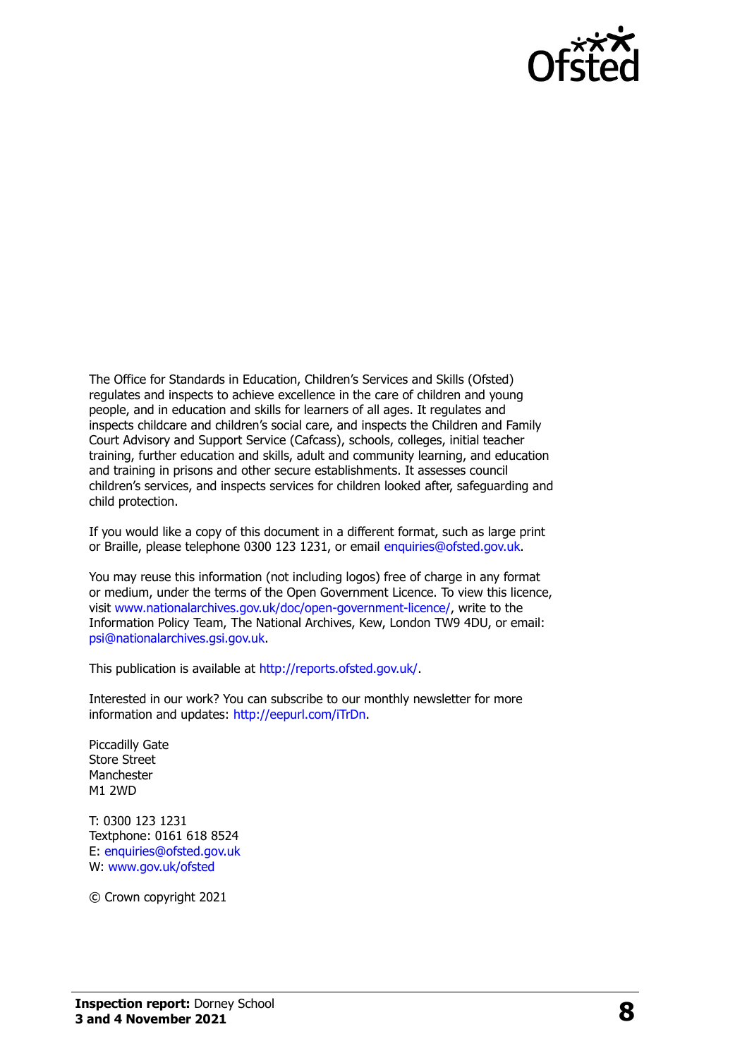The Office for Standards in Education, Children's Services and Skills (Ofsted) regulates and inspects to achieve excellence in the care of children and young people, and in education and skills for learners of all ages. It regulates and inspects childcare and children's social care, and inspects the Children and Family Court Advisory and Support Service (Cafcass), schools, colleges, initial teacher training, further education and skills, adult and community learning, and education and training in prisons and other secure establishments. It assesses council children's services, and inspects services for children looked after, safeguarding and child protection.

If you would like a copy of this document in a different format, such as large print or Braille, please telephone 0300 123 1231, or email enquiries@ofsted.gov.uk.

You may reuse this information (not including logos) free of charge in any format or medium, under the terms of the Open Government Licence. To view this licence, visit www.nationalarchives.gov.uk/doc/open-government-licence/, write to the Information Policy Team, The National Archives, Kew, London TW9 4DU, or email: psi@nationalarchives.gsi.gov.uk.

This publication is available at http://reports.ofsted.gov.uk/.

Interested in our work? You can subscribe to our monthly newsletter for more information and updates: http://eepurl.com/iTrDn.

Piccadilly Gate  
Store Street  
Manchester  
M1 2WD

T: 0300 123 1231  
Textphone: 0161 618 8524  
E: enquiries@ofsted.gov.uk  
W: www.gov.uk/ofsted

© Crown copyright 2021